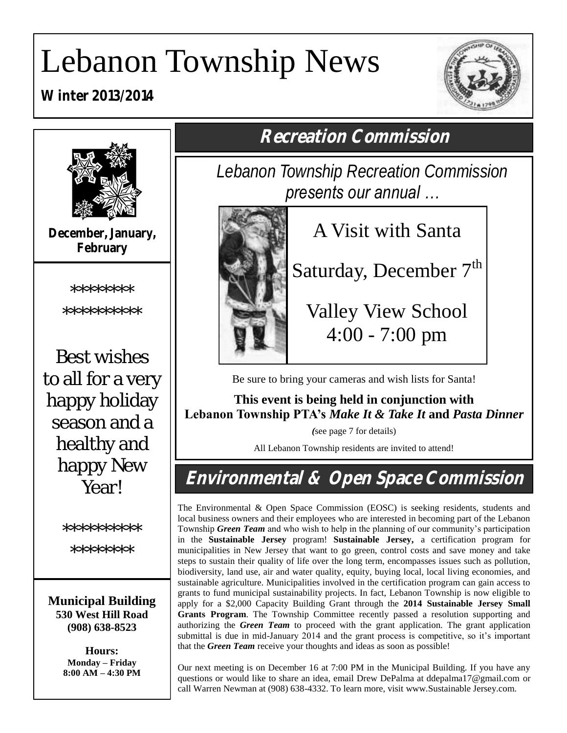# Lebanon Township News

**Winter 2013/2014**

**December, January, February**

\*\*\*\*\*\*\*\*
\*\*\*\*\*\*\*\*\*\*

Best wishes to all for a very happy holiday season and a healthy and happy New Year!

\*\*\*\*\*\*\*\*\*\*
\*\*\*\*\*\*\*\*

**Municipal Building**
**530 West Hill Road**
**(908) 638-8523**

**Hours:**
**Monday – Friday**
**8:00 AM – 4:30 PM**

## Recreation Commission

*Lebanon Township Recreation Commission presents our annual …*

A Visit with Santa

Saturday, December 7th

Valley View School
4:00 - 7:00 pm

Be sure to bring your cameras and wish lists for Santa!

**This event is being held in conjunction with Lebanon Township PTA's *Make It & Take It* and *Pasta Dinner***

(see page 7 for details)

All Lebanon Township residents are invited to attend!

## Environmental & Open Space Commission

The Environmental & Open Space Commission (EOSC) is seeking residents, students and local business owners and their employees who are interested in becoming part of the Lebanon Township ***Green Team*** and who wish to help in the planning of our community's participation in the **Sustainable Jersey** program! **Sustainable Jersey,** a certification program for municipalities in New Jersey that want to go green, control costs and save money and take steps to sustain their quality of life over the long term, encompasses issues such as pollution, biodiversity, land use, air and water quality, equity, buying local, local living economies, and sustainable agriculture. Municipalities involved in the certification program can gain access to grants to fund municipal sustainability projects. In fact, Lebanon Township is now eligible to apply for a $2,000 Capacity Building Grant through the **2014 Sustainable Jersey Small Grants Program**. The Township Committee recently passed a resolution supporting and authorizing the ***Green Team*** to proceed with the grant application. The grant application submittal is due in mid-January 2014 and the grant process is competitive, so it's important that the ***Green Team*** receive your thoughts and ideas as soon as possible!

Our next meeting is on December 16 at 7:00 PM in the Municipal Building. If you have any questions or would like to share an idea, email Drew DePalma at ddepalma17@gmail.com or call Warren Newman at (908) 638-4332. To learn more, visit www.Sustainable Jersey.com.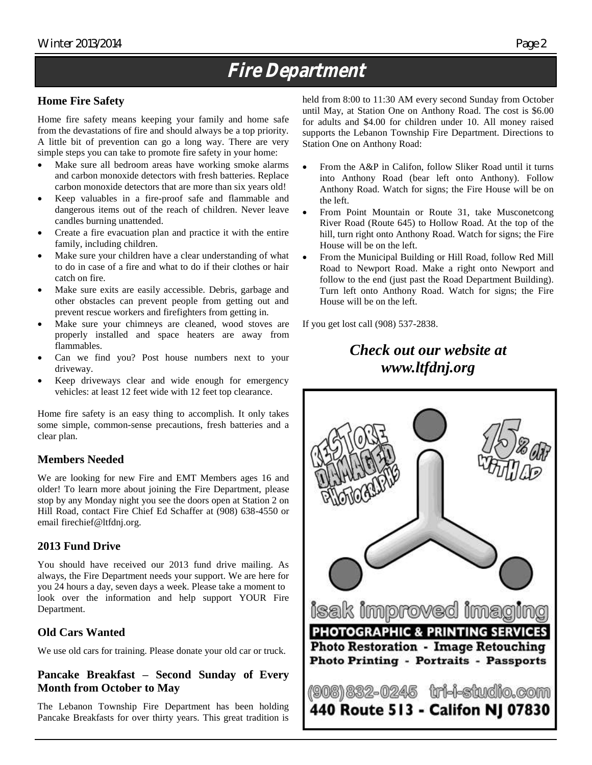# Fire Department

## Home Fire Safety

Home fire safety means keeping your family and home safe from the devastations of fire and should always be a top priority. A little bit of prevention can go a long way. There are very simple steps you can take to promote fire safety in your home:

- Make sure all bedroom areas have working smoke alarms and carbon monoxide detectors with fresh batteries. Replace carbon monoxide detectors that are more than six years old!
- Keep valuables in a fire-proof safe and flammable and dangerous items out of the reach of children. Never leave candles burning unattended.
- Create a fire evacuation plan and practice it with the entire family, including children.
- Make sure your children have a clear understanding of what to do in case of a fire and what to do if their clothes or hair catch on fire.
- Make sure exits are easily accessible. Debris, garbage and other obstacles can prevent people from getting out and prevent rescue workers and firefighters from getting in.
- Make sure your chimneys are cleaned, wood stoves are properly installed and space heaters are away from flammables.
- Can we find you? Post house numbers next to your driveway.
- Keep driveways clear and wide enough for emergency vehicles: at least 12 feet wide with 12 feet top clearance.

Home fire safety is an easy thing to accomplish. It only takes some simple, common-sense precautions, fresh batteries and a clear plan.

## Members Needed

We are looking for new Fire and EMT Members ages 16 and older! To learn more about joining the Fire Department, please stop by any Monday night you see the doors open at Station 2 on Hill Road, contact Fire Chief Ed Schaffer at (908) 638-4550 or email firechief@ltfdnj.org.

## 2013 Fund Drive

You should have received our 2013 fund drive mailing. As always, the Fire Department needs your support. We are here for you 24 hours a day, seven days a week. Please take a moment to look over the information and help support YOUR Fire Department.

## Old Cars Wanted

We use old cars for training. Please donate your old car or truck.

## Pancake Breakfast – Second Sunday of Every Month from October to May

The Lebanon Township Fire Department has been holding Pancake Breakfasts for over thirty years. This great tradition is held from 8:00 to 11:30 AM every second Sunday from October until May, at Station One on Anthony Road. The cost is $6.00 for adults and $4.00 for children under 10. All money raised supports the Lebanon Township Fire Department. Directions to Station One on Anthony Road:

- From the A&P in Califon, follow Sliker Road until it turns into Anthony Road (bear left onto Anthony). Follow Anthony Road. Watch for signs; the Fire House will be on the left.
- From Point Mountain or Route 31, take Musconetcong River Road (Route 645) to Hollow Road. At the top of the hill, turn right onto Anthony Road. Watch for signs; the Fire House will be on the left.
- From the Municipal Building or Hill Road, follow Red Mill Road to Newport Road. Make a right onto Newport and follow to the end (just past the Road Department Building). Turn left onto Anthony Road. Watch for signs; the Fire House will be on the left.

If you get lost call (908) 537-2838.

***Check out our website at www.ltfdnj.org***

RESTORE DAMAGED PHOTOGRAPHS

15% OFF WITH AD

isak improved imaging

**PHOTOGRAPHIC & PRINTING SERVICES**

**Photo Restoration - Image Retouching**

**Photo Printing - Portraits - Passports**

(908) 832-0245 tri-i-studio.com

**440 Route 513 - Califon NJ 07830**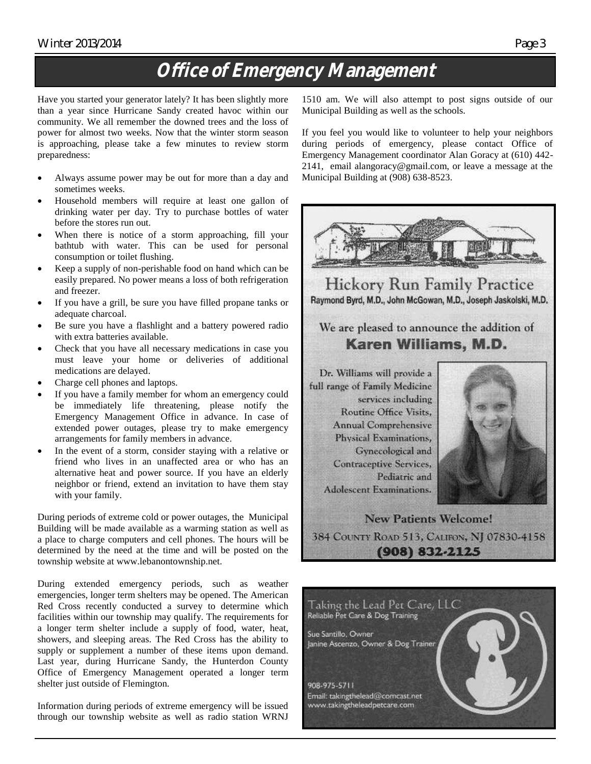# Office of Emergency Management

Have you started your generator lately? It has been slightly more than a year since Hurricane Sandy created havoc within our community. We all remember the downed trees and the loss of power for almost two weeks. Now that the winter storm season is approaching, please take a few minutes to review storm preparedness:

- Always assume power may be out for more than a day and sometimes weeks.
- Household members will require at least one gallon of drinking water per day. Try to purchase bottles of water before the stores run out.
- When there is notice of a storm approaching, fill your bathtub with water. This can be used for personal consumption or toilet flushing.
- Keep a supply of non-perishable food on hand which can be easily prepared. No power means a loss of both refrigeration and freezer.
- If you have a grill, be sure you have filled propane tanks or adequate charcoal.
- Be sure you have a flashlight and a battery powered radio with extra batteries available.
- Check that you have all necessary medications in case you must leave your home or deliveries of additional medications are delayed.
- Charge cell phones and laptops.
- If you have a family member for whom an emergency could be immediately life threatening, please notify the Emergency Management Office in advance. In case of extended power outages, please try to make emergency arrangements for family members in advance.
- In the event of a storm, consider staying with a relative or friend who lives in an unaffected area or who has an alternative heat and power source. If you have an elderly neighbor or friend, extend an invitation to have them stay with your family.

During periods of extreme cold or power outages, the Municipal Building will be made available as a warming station as well as a place to charge computers and cell phones. The hours will be determined by the need at the time and will be posted on the township website at www.lebanontownship.net.

During extended emergency periods, such as weather emergencies, longer term shelters may be opened. The American Red Cross recently conducted a survey to determine which facilities within our township may qualify. The requirements for a longer term shelter include a supply of food, water, heat, showers, and sleeping areas. The Red Cross has the ability to supply or supplement a number of these items upon demand. Last year, during Hurricane Sandy, the Hunterdon County Office of Emergency Management operated a longer term shelter just outside of Flemington.

Information during periods of extreme emergency will be issued through our township website as well as radio station WRNJ 1510 am. We will also attempt to post signs outside of our Municipal Building as well as the schools.

If you feel you would like to volunteer to help your neighbors during periods of emergency, please contact Office of Emergency Management coordinator Alan Goracy at (610) 442-2141, email alangoracy@gmail.com, or leave a message at the Municipal Building at (908) 638-8523.

## Hickory Run Family Practice

Raymond Byrd, M.D., John McGowan, M.D., Joseph Jaskolski, M.D.

We are pleased to announce the addition of

**Karen Williams, M.D.**

Dr. Williams will provide a full range of Family Medicine services including Routine Office Visits, Annual Comprehensive Physical Examinations, Gynecological and Contraceptive Services, Pediatric and Adolescent Examinations.

New Patients Welcome!

384 County Road 513, Califon, NJ 07830-4158

**(908) 832-2125**

## Taking the Lead Pet Care, LLC

Reliable Pet Care & Dog Training

Sue Santillo, Owner
Janine Ascenzo, Owner & Dog Trainer

908-975-5711
Email: takingthelead@comcast.net
www.takingtheleadpetcare.com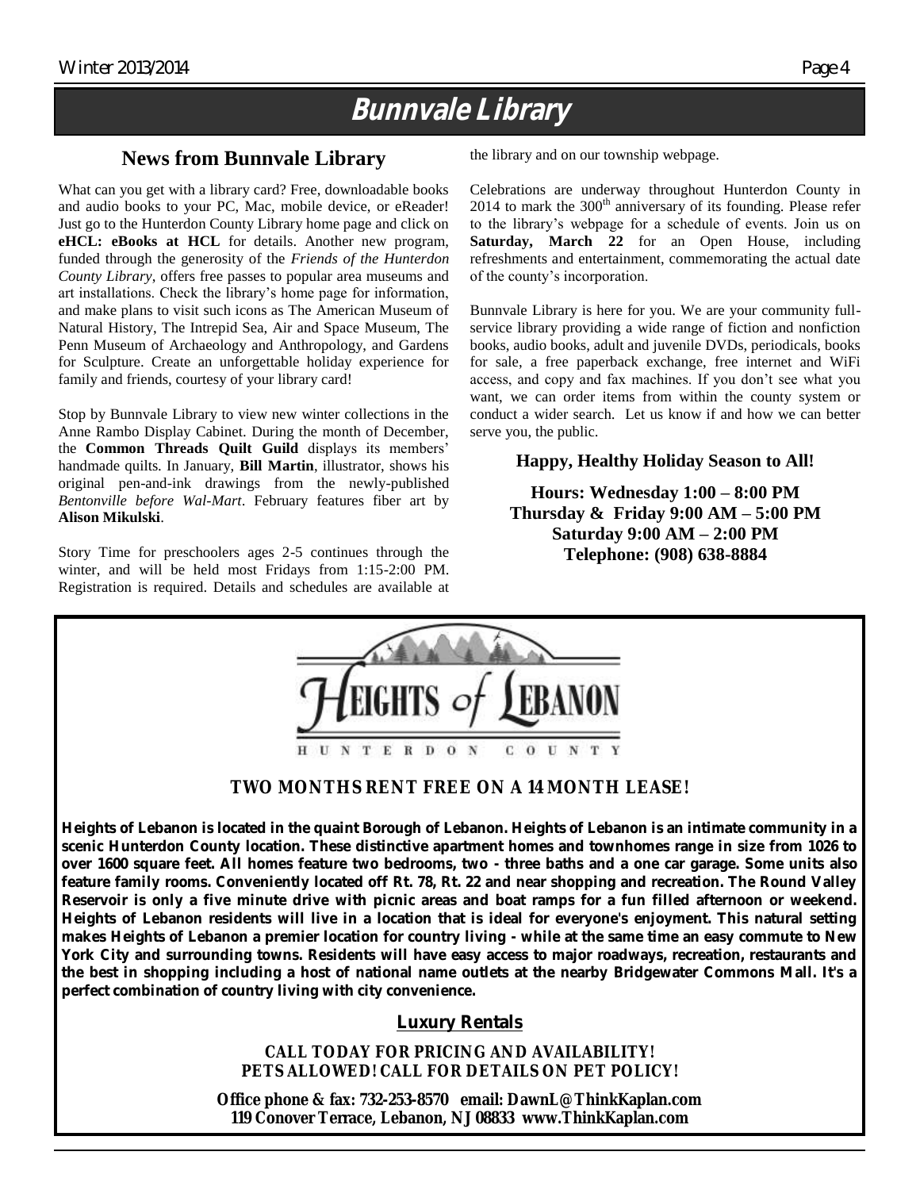# Bunnvale Library

## News from Bunnvale Library

What can you get with a library card? Free, downloadable books and audio books to your PC, Mac, mobile device, or eReader! Just go to the Hunterdon County Library home page and click on **eHCL: eBooks at HCL** for details. Another new program, funded through the generosity of the *Friends of the Hunterdon County Library*, offers free passes to popular area museums and art installations. Check the library's home page for information, and make plans to visit such icons as The American Museum of Natural History, The Intrepid Sea, Air and Space Museum, The Penn Museum of Archaeology and Anthropology, and Gardens for Sculpture. Create an unforgettable holiday experience for family and friends, courtesy of your library card!

Stop by Bunnvale Library to view new winter collections in the Anne Rambo Display Cabinet. During the month of December, the **Common Threads Quilt Guild** displays its members' handmade quilts. In January, **Bill Martin**, illustrator, shows his original pen-and-ink drawings from the newly-published *Bentonville before Wal-Mart*. February features fiber art by **Alison Mikulski**.

Story Time for preschoolers ages 2-5 continues through the winter, and will be held most Fridays from 1:15-2:00 PM. Registration is required. Details and schedules are available at the library and on our township webpage.

Celebrations are underway throughout Hunterdon County in 2014 to mark the 300th anniversary of its founding. Please refer to the library's webpage for a schedule of events. Join us on **Saturday, March 22** for an Open House, including refreshments and entertainment, commemorating the actual date of the county's incorporation.

Bunnvale Library is here for you. We are your community full-service library providing a wide range of fiction and nonfiction books, audio books, adult and juvenile DVDs, periodicals, books for sale, a free paperback exchange, free internet and WiFi access, and copy and fax machines. If you don't see what you want, we can order items from within the county system or conduct a wider search. Let us know if and how we can better serve you, the public.

**Happy, Healthy Holiday Season to All!**

**Hours: Wednesday 1:00 – 8:00 PM**
**Thursday & Friday 9:00 AM – 5:00 PM**
**Saturday 9:00 AM – 2:00 PM**
**Telephone: (908) 638-8884**

---

**HEIGHTS of LEBANON**
HUNTERDON COUNTY

**TWO MONTHS RENT FREE ON A 14 MONTH LEASE!**

**Heights of Lebanon is located in the quaint Borough of Lebanon. Heights of Lebanon is an intimate community in a scenic Hunterdon County location. These distinctive apartment homes and townhomes range in size from 1026 to over 1600 square feet. All homes feature two bedrooms, two - three baths and a one car garage. Some units also feature family rooms. Conveniently located off Rt. 78, Rt. 22 and near shopping and recreation. The Round Valley Reservoir is only a five minute drive with picnic areas and boat ramps for a fun filled afternoon or weekend. Heights of Lebanon residents will live in a location that is ideal for everyone's enjoyment. This natural setting makes Heights of Lebanon a premier location for country living - while at the same time an easy commute to New York City and surrounding towns. Residents will have easy access to major roadways, recreation, restaurants and the best in shopping including a host of national name outlets at the nearby Bridgewater Commons Mall. It's a perfect combination of country living with city convenience.**

**Luxury Rentals**

**CALL TODAY FOR PRICING AND AVAILABILITY!**
**PETS ALLOWED! CALL FOR DETAILS ON PET POLICY!**

**Office phone & fax: 732-253-8570 email: DawnL@ThinkKaplan.com**
**119 Conover Terrace, Lebanon, NJ 08833 www.ThinkKaplan.com**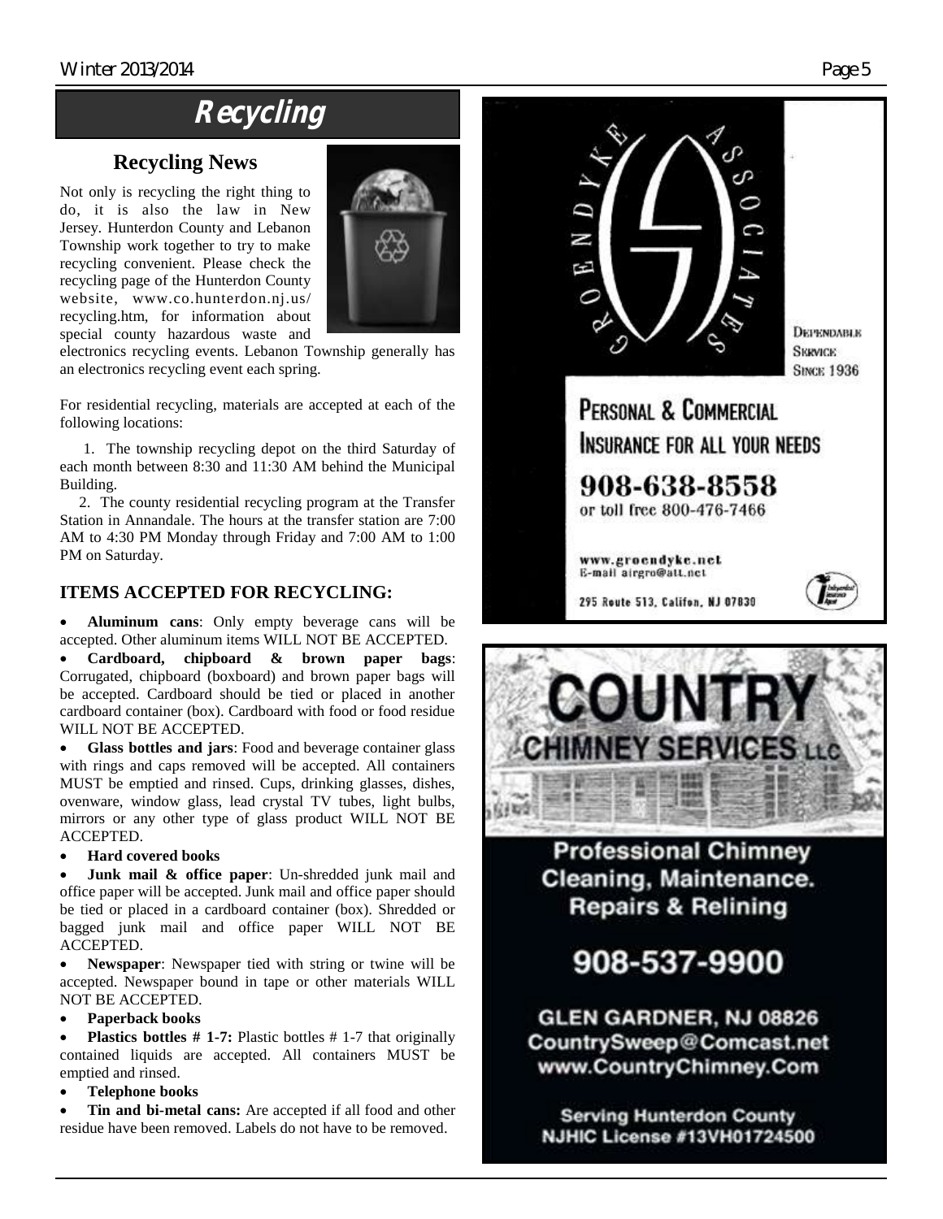# Recycling

## Recycling News

Not only is recycling the right thing to do, it is also the law in New Jersey. Hunterdon County and Lebanon Township work together to try to make recycling convenient. Please check the recycling page of the Hunterdon County website, www.co.hunterdon.nj.us/recycling.htm, for information about special county hazardous waste and electronics recycling events. Lebanon Township generally has an electronics recycling event each spring.

For residential recycling, materials are accepted at each of the following locations:

1. The township recycling depot on the third Saturday of each month between 8:30 and 11:30 AM behind the Municipal Building.
2. The county residential recycling program at the Transfer Station in Annandale. The hours at the transfer station are 7:00 AM to 4:30 PM Monday through Friday and 7:00 AM to 1:00 PM on Saturday.

### ITEMS ACCEPTED FOR RECYCLING:

- **Aluminum cans**: Only empty beverage cans will be accepted. Other aluminum items WILL NOT BE ACCEPTED.
- **Cardboard, chipboard & brown paper bags**: Corrugated, chipboard (boxboard) and brown paper bags will be accepted. Cardboard should be tied or placed in another cardboard container (box). Cardboard with food or food residue WILL NOT BE ACCEPTED.
- **Glass bottles and jars**: Food and beverage container glass with rings and caps removed will be accepted. All containers MUST be emptied and rinsed. Cups, drinking glasses, dishes, ovenware, window glass, lead crystal TV tubes, light bulbs, mirrors or any other type of glass product WILL NOT BE ACCEPTED.
- **Hard covered books**
- **Junk mail & office paper**: Un-shredded junk mail and office paper will be accepted. Junk mail and office paper should be tied or placed in a cardboard container (box). Shredded or bagged junk mail and office paper WILL NOT BE ACCEPTED.
- **Newspaper**: Newspaper tied with string or twine will be accepted. Newspaper bound in tape or other materials WILL NOT BE ACCEPTED.
- **Paperback books**
- **Plastics bottles # 1-7:** Plastic bottles # 1-7 that originally contained liquids are accepted. All containers MUST be emptied and rinsed.
- **Telephone books**
- **Tin and bi-metal cans:** Are accepted if all food and other residue have been removed. Labels do not have to be removed.

GROENDYKE ASSOCIATES

Dependable Service Since 1936

PERSONAL & COMMERCIAL INSURANCE FOR ALL YOUR NEEDS

908-638-8558
or toll free 800-476-7466

www.groendyke.net
E-mail airgro@att.net

295 Route 513, Califon, NJ 07830

COUNTRY CHIMNEY SERVICES LLC

Professional Chimney Cleaning, Maintenance. Repairs & Relining

908-537-9900

GLEN GARDNER, NJ 08826
CountrySweep@Comcast.net
www.CountryChimney.Com

Serving Hunterdon County
NJHIC License #13VH01724500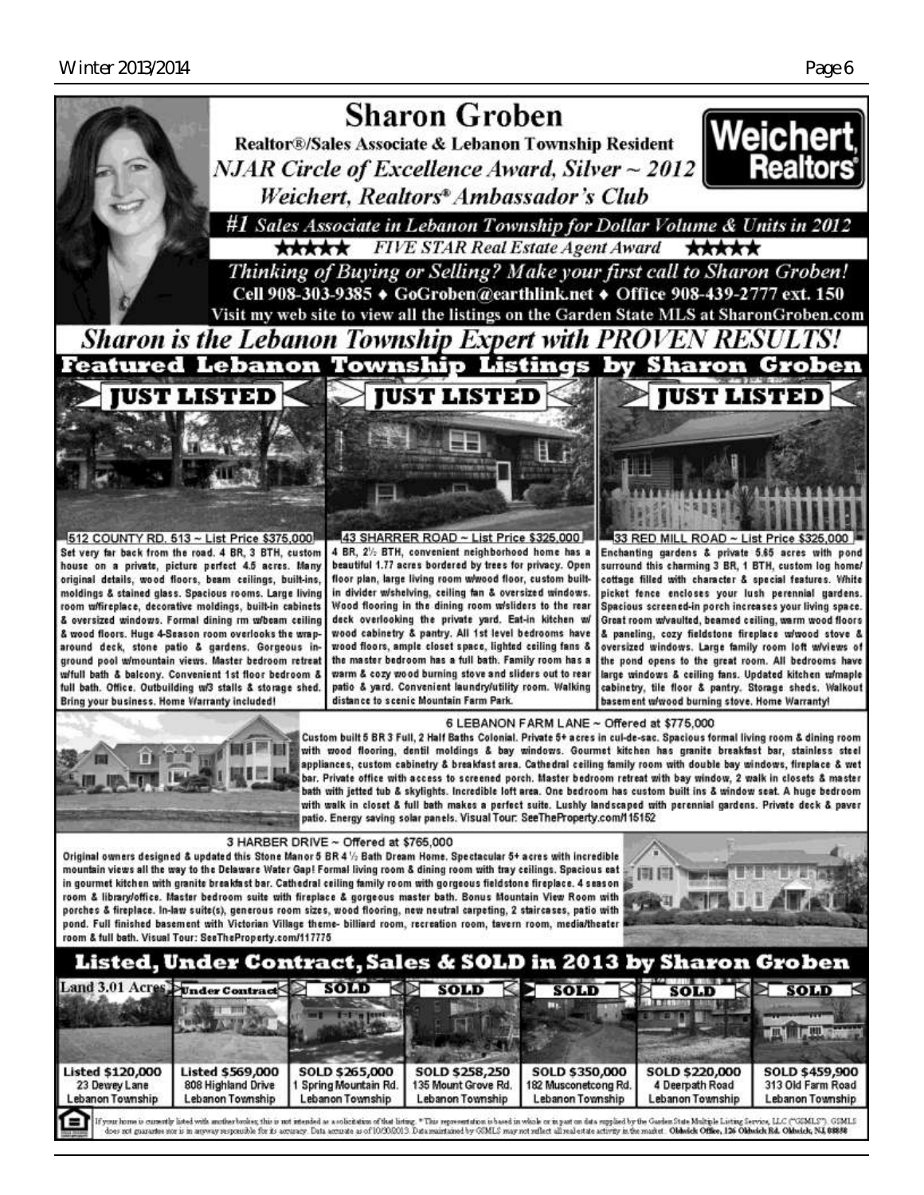# Sharon Groben

**Realtor®/Sales Associate & Lebanon Township Resident**

*NJAR Circle of Excellence Award, Silver ~ 2012*

*Weichert, Realtors® Ambassador's Club*

**Weichert, Realtors®**

*#1 Sales Associate in Lebanon Township for Dollar Volume & Units in 2012*

★★★★★ *FIVE STAR Real Estate Agent Award* ★★★★★

*Thinking of Buying or Selling? Make your first call to Sharon Groben!*

**Cell 908-303-9385 ♦ GoGroben@earthlink.net ♦ Office 908-439-2777 ext. 150**

Visit my web site to view all the listings on the Garden State MLS at SharonGroben.com

## *Sharon is the Lebanon Township Expert with PROVEN RESULTS!*

## Featured Lebanon Township Listings by Sharon Groben

### JUST LISTED

**512 COUNTY RD. 513 ~ List Price $375,000**

Set very far back from the road. 4 BR, 3 BTH, custom house on a private, picture perfect 4.5 acres. Many original details, wood floors, beam ceilings, built-ins, moldings & stained glass. Spacious rooms. Large living room w/fireplace, decorative moldings, built-in cabinets & oversized windows. Formal dining rm w/beam ceiling & wood floors. Huge 4-Season room overlooks the wrap-around deck, stone patio & gardens. Gorgeous in-ground pool w/mountain views. Master bedroom retreat w/full bath & balcony. Convenient 1st floor bedroom & full bath. Office. Outbuilding w/3 stalls & storage shed. Bring your business. Home Warranty included!

### JUST LISTED

**43 SHARRER ROAD ~ List Price $325,000**

4 BR, 2½ BTH, convenient neighborhood home has a beautiful 1.77 acres bordered by trees for privacy. Open floor plan, large living room w/wood floor, custom built-in divider w/shelving, ceiling fan & oversized windows. Wood flooring in the dining room w/sliders to the rear deck overlooking the private yard. Eat-in kitchen w/ wood cabinetry & pantry. All 1st level bedrooms have wood floors, ample closet space, lighted ceiling fans & the master bedroom has a full bath. Family room has a warm & cozy wood burning stove and sliders out to rear patio & yard. Convenient laundry/utility room. Walking distance to scenic Mountain Farm Park.

### JUST LISTED

**33 RED MILL ROAD ~ List Price $325,000**

Enchanting gardens & private 5.65 acres with pond surround this charming 3 BR, 1 BTH, custom log home/ cottage filled with character & special features. White picket fence encloses your lush perennial gardens. Spacious screened-in porch increases your living space. Great room w/vaulted, beamed ceiling, warm wood floors & paneling, cozy fieldstone fireplace w/wood stove & oversized windows. Large family room loft w/views of the pond opens to the great room. All bedrooms have large windows & ceiling fans. Updated kitchen w/maple cabinetry, tile floor & pantry. Storage sheds. Walkout basement w/wood burning stove. Home Warranty!

**6 LEBANON FARM LANE ~ Offered at $775,000**

Custom built 5 BR 3 Full, 2 Half Baths Colonial. Private 5+ acres in cul-de-sac. Spacious formal living room & dining room with wood flooring, dentil moldings & bay windows. Gourmet kitchen has granite breakfast bar, stainless steel appliances, custom cabinetry & breakfast area. Cathedral ceiling family room with double bay windows, fireplace & wet bar. Private office with access to screened porch. Master bedroom retreat with bay window, 2 walk in closets & master bath with jetted tub & skylights. Incredible loft area. One bedroom has custom built ins & window seat. A huge bedroom with walk in closet & full bath makes a perfect suite. Lushly landscaped with perennial gardens. Private deck & paver patio. Energy saving solar panels. Visual Tour: SeeTheProperty.com/115152

**3 HARBER DRIVE ~ Offered at $765,000**

Original owners designed & updated this Stone Manor 5 BR 4½ Bath Dream Home. Spectacular 5+ acres with incredible mountain views all the way to the Delaware Water Gap! Formal living room & dining room with tray ceilings. Spacious eat in gourmet kitchen with granite breakfast bar. Cathedral ceiling family room with gorgeous fieldstone fireplace. 4 season room & library/office. Master bedroom suite with fireplace & gorgeous master bath. Bonus Mountain View Room with porches & fireplace. In-law suite(s), generous room sizes, wood flooring, new neutral carpeting, 2 staircases, patio with pond. Full finished basement with Victorian Village theme- billiard room, recreation room, tavern room, media/theater room & full bath. Visual Tour: SeeTheProperty.com/117775

## Listed, Under Contract, Sales & SOLD in 2013 by Sharon Groben

| Land 3.01 Acres | Under Contract | SOLD | SOLD | SOLD | SOLD | SOLD |
|---|---|---|---|---|---|---|
| **Listed $120,000** | **Listed $569,000** | **SOLD $265,000** | **SOLD $258,250** | **SOLD $350,000** | **SOLD $220,000** | **SOLD $459,900** |
| 23 Dewey Lane | 808 Highland Drive | 1 Spring Mountain Rd. | 135 Mount Grove Rd. | 182 Musconetcong Rd. | 4 Deerpath Road | 313 Old Farm Road |
| Lebanon Township | Lebanon Township | Lebanon Township | Lebanon Township | Lebanon Township | Lebanon Township | Lebanon Township |

If your home is currently listed with another broker, this is not intended as a solicitation of that listing. * This representation is based in whole or in part on data supplied by the Garden State Multiple Listing Service, LLC ("GSMLS"). GSMLS does not guarantee nor is in anyway responsible for its accuracy. Data accurate as of 10/30/2013. Data maintained by GSMLS may not reflect all real estate activity in the market. **Oldwick Office, 126 Oldwick Rd. Oldwick, NJ, 08858**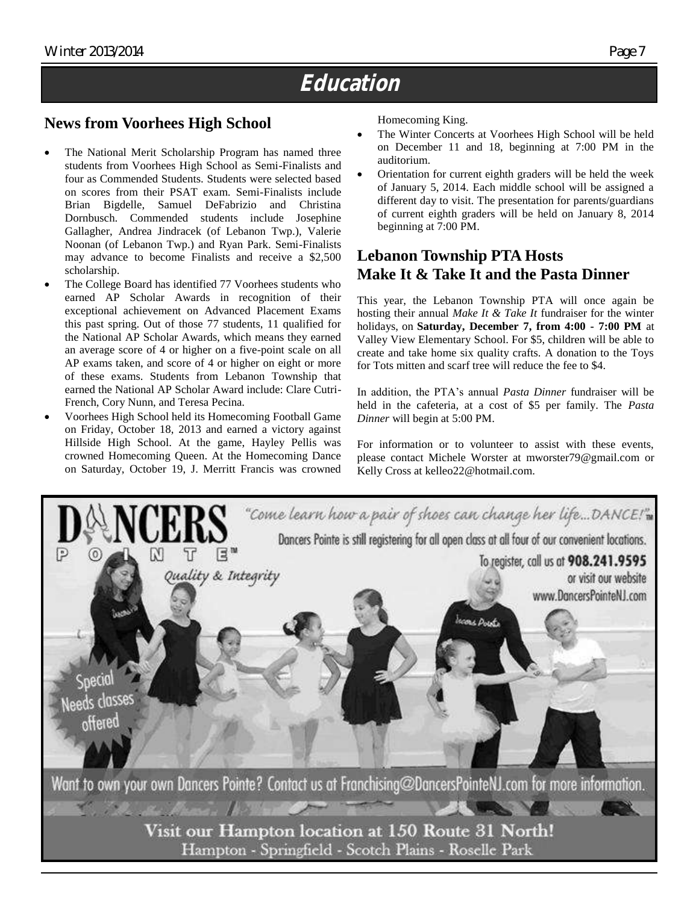# Education

## News from Voorhees High School

- The National Merit Scholarship Program has named three students from Voorhees High School as Semi-Finalists and four as Commended Students. Students were selected based on scores from their PSAT exam. Semi-Finalists include Brian Bigdelle, Samuel DeFabrizio and Christina Dornbusch. Commended students include Josephine Gallagher, Andrea Jindracek (of Lebanon Twp.), Valerie Noonan (of Lebanon Twp.) and Ryan Park. Semi-Finalists may advance to become Finalists and receive a $2,500 scholarship.
- The College Board has identified 77 Voorhees students who earned AP Scholar Awards in recognition of their exceptional achievement on Advanced Placement Exams this past spring. Out of those 77 students, 11 qualified for the National AP Scholar Awards, which means they earned an average score of 4 or higher on a five-point scale on all AP exams taken, and score of 4 or higher on eight or more of these exams. Students from Lebanon Township that earned the National AP Scholar Award include: Clare Cutri-French, Cory Nunn, and Teresa Pecina.
- Voorhees High School held its Homecoming Football Game on Friday, October 18, 2013 and earned a victory against Hillside High School. At the game, Hayley Pellis was crowned Homecoming Queen. At the Homecoming Dance on Saturday, October 19, J. Merritt Francis was crowned Homecoming King.
- The Winter Concerts at Voorhees High School will be held on December 11 and 18, beginning at 7:00 PM in the auditorium.
- Orientation for current eighth graders will be held the week of January 5, 2014. Each middle school will be assigned a different day to visit. The presentation for parents/guardians of current eighth graders will be held on January 8, 2014 beginning at 7:00 PM.

## Lebanon Township PTA Hosts Make It & Take It and the Pasta Dinner

This year, the Lebanon Township PTA will once again be hosting their annual *Make It & Take It* fundraiser for the winter holidays, on **Saturday, December 7, from 4:00 - 7:00 PM** at Valley View Elementary School. For $5, children will be able to create and take home six quality crafts. A donation to the Toys for Tots mitten and scarf tree will reduce the fee to $4.

In addition, the PTA's annual *Pasta Dinner* fundraiser will be held in the cafeteria, at a cost of $5 per family. The *Pasta Dinner* will begin at 5:00 PM.

For information or to volunteer to assist with these events, please contact Michele Worster at mworster79@gmail.com or Kelly Cross at kelleo22@hotmail.com.

---

**DANCERS POINTE™** — *Quality & Integrity*

*"Come learn how a pair of shoes can change her life...DANCE!"™*

Dancers Pointe is still registering for all open class at all four of our convenient locations.

To register, call us at **908.241.9595** or visit our website www.DancersPointeNJ.com

Special Needs classes offered

Want to own your own Dancers Pointe? Contact us at Franchising@DancersPointeNJ.com for more information.

**Visit our Hampton location at 150 Route 31 North!**

Hampton - Springfield - Scotch Plains - Roselle Park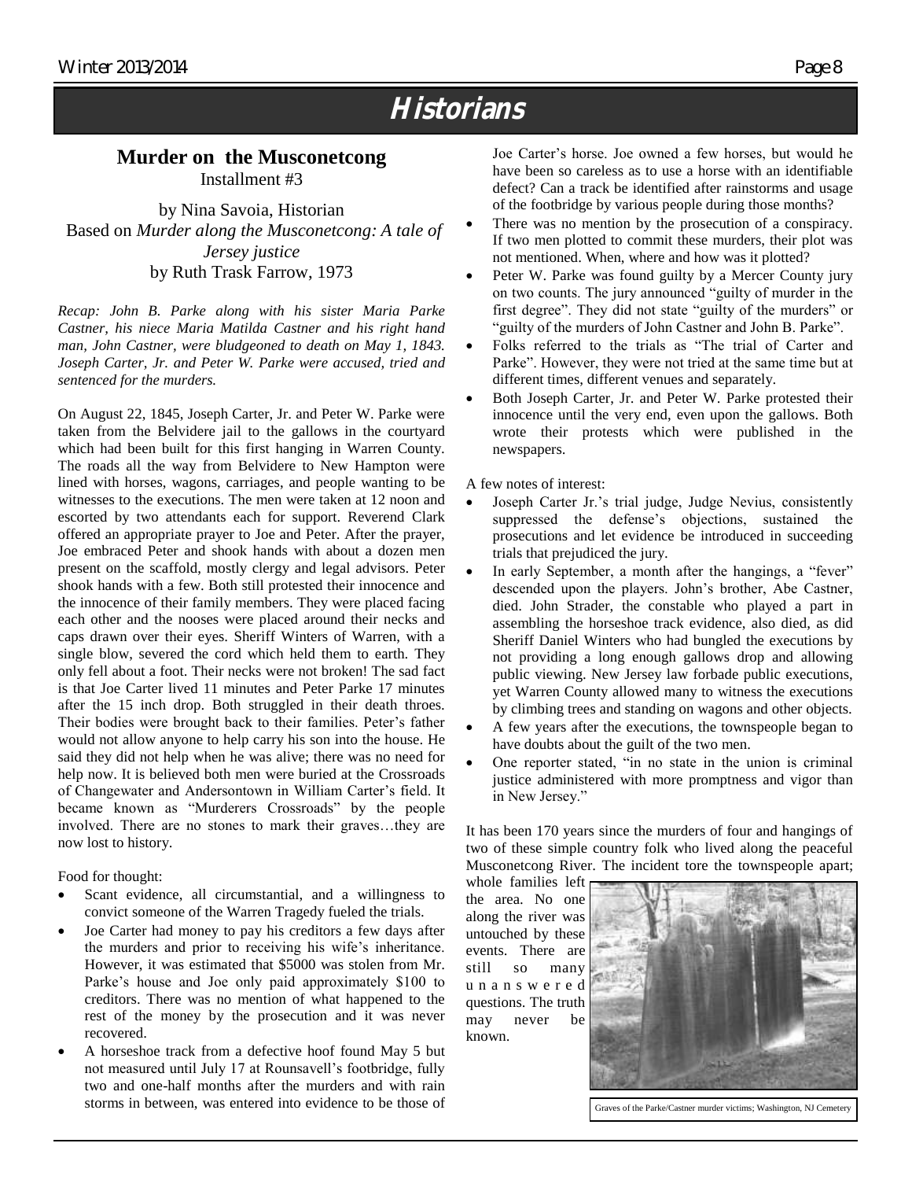# Historians

## Murder on the Musconetcong

Installment #3

by Nina Savoia, Historian
Based on *Murder along the Musconetcong: A tale of Jersey justice*
by Ruth Trask Farrow, 1973

*Recap: John B. Parke along with his sister Maria Parke Castner, his niece Maria Matilda Castner and his right hand man, John Castner, were bludgeoned to death on May 1, 1843. Joseph Carter, Jr. and Peter W. Parke were accused, tried and sentenced for the murders.*

On August 22, 1845, Joseph Carter, Jr. and Peter W. Parke were taken from the Belvidere jail to the gallows in the courtyard which had been built for this first hanging in Warren County. The roads all the way from Belvidere to New Hampton were lined with horses, wagons, carriages, and people wanting to be witnesses to the executions. The men were taken at 12 noon and escorted by two attendants each for support. Reverend Clark offered an appropriate prayer to Joe and Peter. After the prayer, Joe embraced Peter and shook hands with about a dozen men present on the scaffold, mostly clergy and legal advisors. Peter shook hands with a few. Both still protested their innocence and the innocence of their family members. They were placed facing each other and the nooses were placed around their necks and caps drawn over their eyes. Sheriff Winters of Warren, with a single blow, severed the cord which held them to earth. They only fell about a foot. Their necks were not broken! The sad fact is that Joe Carter lived 11 minutes and Peter Parke 17 minutes after the 15 inch drop. Both struggled in their death throes. Their bodies were brought back to their families. Peter's father would not allow anyone to help carry his son into the house. He said they did not help when he was alive; there was no need for help now. It is believed both men were buried at the Crossroads of Changewater and Andersontown in William Carter's field. It became known as "Murderers Crossroads" by the people involved. There are no stones to mark their graves…they are now lost to history.

Food for thought:

- Scant evidence, all circumstantial, and a willingness to convict someone of the Warren Tragedy fueled the trials.
- Joe Carter had money to pay his creditors a few days after the murders and prior to receiving his wife's inheritance. However, it was estimated that $5000 was stolen from Mr. Parke's house and Joe only paid approximately $100 to creditors. There was no mention of what happened to the rest of the money by the prosecution and it was never recovered.
- A horseshoe track from a defective hoof found May 5 but not measured until July 17 at Rounsavell's footbridge, fully two and one-half months after the murders and with rain storms in between, was entered into evidence to be those of Joe Carter's horse. Joe owned a few horses, but would he have been so careless as to use a horse with an identifiable defect? Can a track be identified after rainstorms and usage of the footbridge by various people during those months?
- There was no mention by the prosecution of a conspiracy. If two men plotted to commit these murders, their plot was not mentioned. When, where and how was it plotted?
- Peter W. Parke was found guilty by a Mercer County jury on two counts. The jury announced "guilty of murder in the first degree". They did not state "guilty of the murders" or "guilty of the murders of John Castner and John B. Parke".
- Folks referred to the trials as "The trial of Carter and Parke". However, they were not tried at the same time but at different times, different venues and separately.
- Both Joseph Carter, Jr. and Peter W. Parke protested their innocence until the very end, even upon the gallows. Both wrote their protests which were published in the newspapers.

A few notes of interest:

- Joseph Carter Jr.'s trial judge, Judge Nevius, consistently suppressed the defense's objections, sustained the prosecutions and let evidence be introduced in succeeding trials that prejudiced the jury.
- In early September, a month after the hangings, a "fever" descended upon the players. John's brother, Abe Castner, died. John Strader, the constable who played a part in assembling the horseshoe track evidence, also died, as did Sheriff Daniel Winters who had bungled the executions by not providing a long enough gallows drop and allowing public viewing. New Jersey law forbade public executions, yet Warren County allowed many to witness the executions by climbing trees and standing on wagons and other objects.
- A few years after the executions, the townspeople began to have doubts about the guilt of the two men.
- One reporter stated, "in no state in the union is criminal justice administered with more promptness and vigor than in New Jersey."

It has been 170 years since the murders of four and hangings of two of these simple country folk who lived along the peaceful Musconetcong River. The incident tore the townspeople apart; whole families left the area. No one along the river was untouched by these events. There are still so many unanswered questions. The truth may never be known.

Graves of the Parke/Castner murder victims; Washington, NJ Cemetery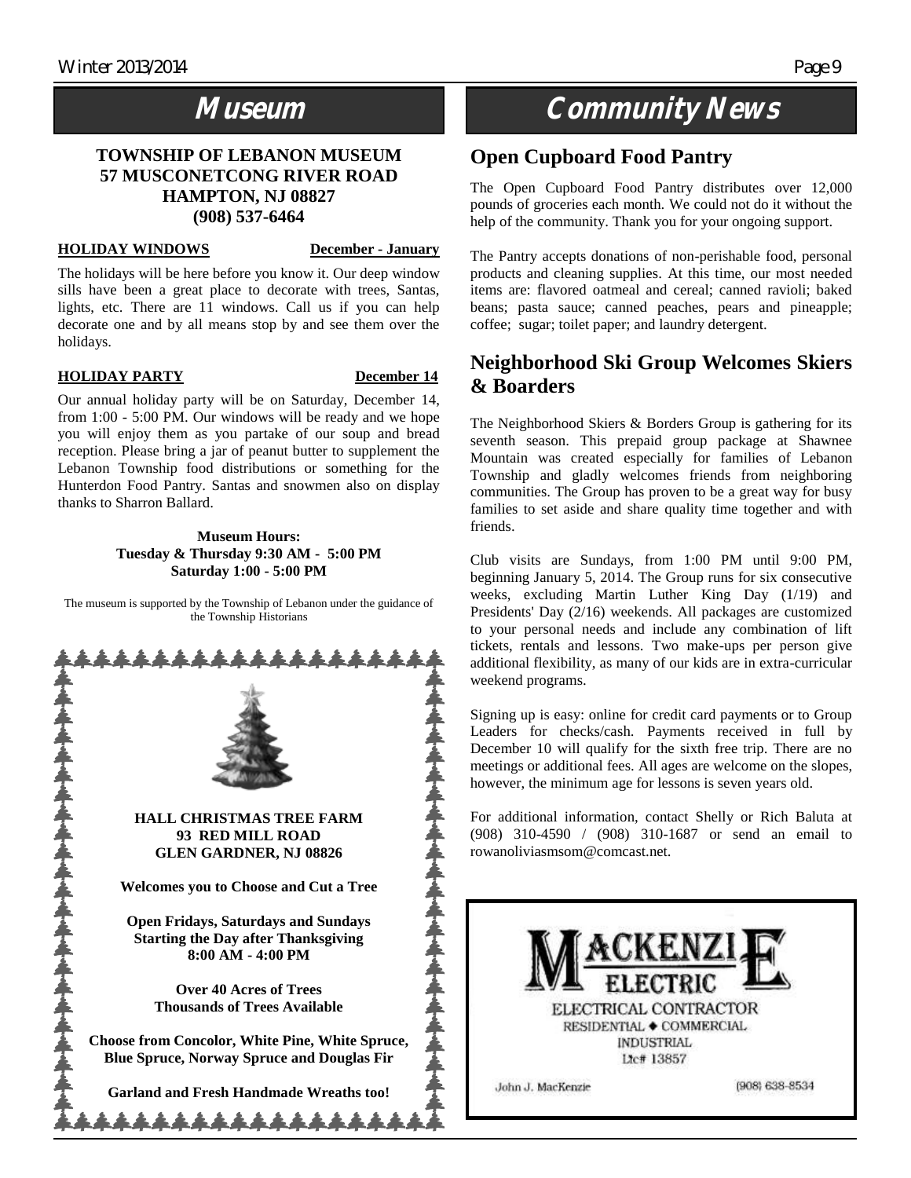# Museum

**TOWNSHIP OF LEBANON MUSEUM**
**57 MUSCONETCONG RIVER ROAD**
**HAMPTON, NJ 08827**
**(908) 537-6464**

**HOLIDAY WINDOWS** **December - January**

The holidays will be here before you know it. Our deep window sills have been a great place to decorate with trees, Santas, lights, etc. There are 11 windows. Call us if you can help decorate one and by all means stop by and see them over the holidays.

**HOLIDAY PARTY** **December 14**

Our annual holiday party will be on Saturday, December 14, from 1:00 - 5:00 PM. Our windows will be ready and we hope you will enjoy them as you partake of our soup and bread reception. Please bring a jar of peanut butter to supplement the Lebanon Township food distributions or something for the Hunterdon Food Pantry. Santas and snowmen also on display thanks to Sharron Ballard.

**Museum Hours:**
**Tuesday & Thursday 9:30 AM - 5:00 PM**
**Saturday 1:00 - 5:00 PM**

The museum is supported by the Township of Lebanon under the guidance of the Township Historians

**HALL CHRISTMAS TREE FARM**
**93 RED MILL ROAD**
**GLEN GARDNER, NJ 08826**

**Welcomes you to Choose and Cut a Tree**

**Open Fridays, Saturdays and Sundays**
**Starting the Day after Thanksgiving**
**8:00 AM - 4:00 PM**

**Over 40 Acres of Trees**
**Thousands of Trees Available**

**Choose from Concolor, White Pine, White Spruce, Blue Spruce, Norway Spruce and Douglas Fir**

**Garland and Fresh Handmade Wreaths too!**

# Community News

## Open Cupboard Food Pantry

The Open Cupboard Food Pantry distributes over 12,000 pounds of groceries each month. We could not do it without the help of the community. Thank you for your ongoing support.

The Pantry accepts donations of non-perishable food, personal products and cleaning supplies. At this time, our most needed items are: flavored oatmeal and cereal; canned ravioli; baked beans; pasta sauce; canned peaches, pears and pineapple; coffee; sugar; toilet paper; and laundry detergent.

## Neighborhood Ski Group Welcomes Skiers & Boarders

The Neighborhood Skiers & Borders Group is gathering for its seventh season. This prepaid group package at Shawnee Mountain was created especially for families of Lebanon Township and gladly welcomes friends from neighboring communities. The Group has proven to be a great way for busy families to set aside and share quality time together and with friends.

Club visits are Sundays, from 1:00 PM until 9:00 PM, beginning January 5, 2014. The Group runs for six consecutive weeks, excluding Martin Luther King Day (1/19) and Presidents' Day (2/16) weekends. All packages are customized to your personal needs and include any combination of lift tickets, rentals and lessons. Two make-ups per person give additional flexibility, as many of our kids are in extra-curricular weekend programs.

Signing up is easy: online for credit card payments or to Group Leaders for checks/cash. Payments received in full by December 10 will qualify for the sixth free trip. There are no meetings or additional fees. All ages are welcome on the slopes, however, the minimum age for lessons is seven years old.

For additional information, contact Shelly or Rich Baluta at (908) 310-4590 / (908) 310-1687 or send an email to rowanoliviasmsom@comcast.net.

**MACKENZIE ELECTRIC**
ELECTRICAL CONTRACTOR
RESIDENTIAL ◆ COMMERCIAL
INDUSTRIAL
Lic# 13857

John J. MacKenzie (908) 638-8534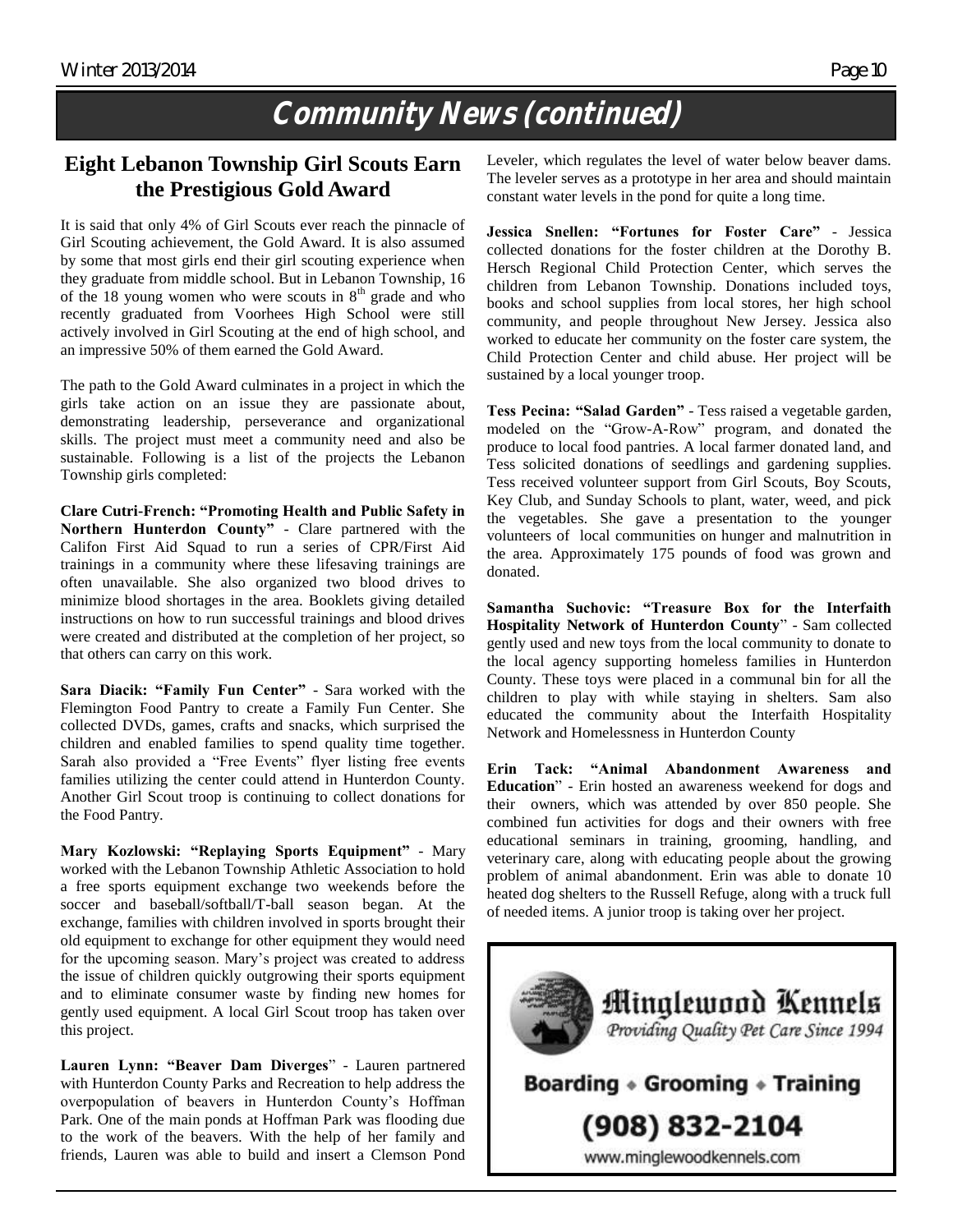# Community News (continued)

## Eight Lebanon Township Girl Scouts Earn the Prestigious Gold Award

It is said that only 4% of Girl Scouts ever reach the pinnacle of Girl Scouting achievement, the Gold Award. It is also assumed by some that most girls end their girl scouting experience when they graduate from middle school. But in Lebanon Township, 16 of the 18 young women who were scouts in 8th grade and who recently graduated from Voorhees High School were still actively involved in Girl Scouting at the end of high school, and an impressive 50% of them earned the Gold Award.

The path to the Gold Award culminates in a project in which the girls take action on an issue they are passionate about, demonstrating leadership, perseverance and organizational skills. The project must meet a community need and also be sustainable. Following is a list of the projects the Lebanon Township girls completed:

**Clare Cutri-French: "Promoting Health and Public Safety in Northern Hunterdon County"** - Clare partnered with the Califon First Aid Squad to run a series of CPR/First Aid trainings in a community where these lifesaving trainings are often unavailable. She also organized two blood drives to minimize blood shortages in the area. Booklets giving detailed instructions on how to run successful trainings and blood drives were created and distributed at the completion of her project, so that others can carry on this work.

**Sara Diacik: "Family Fun Center"** - Sara worked with the Flemington Food Pantry to create a Family Fun Center. She collected DVDs, games, crafts and snacks, which surprised the children and enabled families to spend quality time together. Sarah also provided a "Free Events" flyer listing free events families utilizing the center could attend in Hunterdon County. Another Girl Scout troop is continuing to collect donations for the Food Pantry.

**Mary Kozlowski: "Replaying Sports Equipment"** - Mary worked with the Lebanon Township Athletic Association to hold a free sports equipment exchange two weekends before the soccer and baseball/softball/T-ball season began. At the exchange, families with children involved in sports brought their old equipment to exchange for other equipment they would need for the upcoming season. Mary's project was created to address the issue of children quickly outgrowing their sports equipment and to eliminate consumer waste by finding new homes for gently used equipment. A local Girl Scout troop has taken over this project.

**Lauren Lynn: "Beaver Dam Diverges"** - Lauren partnered with Hunterdon County Parks and Recreation to help address the overpopulation of beavers in Hunterdon County's Hoffman Park. One of the main ponds at Hoffman Park was flooding due to the work of the beavers. With the help of her family and friends, Lauren was able to build and insert a Clemson Pond Leveler, which regulates the level of water below beaver dams. The leveler serves as a prototype in her area and should maintain constant water levels in the pond for quite a long time.

**Jessica Snellen: "Fortunes for Foster Care"** - Jessica collected donations for the foster children at the Dorothy B. Hersch Regional Child Protection Center, which serves the children from Lebanon Township. Donations included toys, books and school supplies from local stores, her high school community, and people throughout New Jersey. Jessica also worked to educate her community on the foster care system, the Child Protection Center and child abuse. Her project will be sustained by a local younger troop.

**Tess Pecina: "Salad Garden"** - Tess raised a vegetable garden, modeled on the "Grow-A-Row" program, and donated the produce to local food pantries. A local farmer donated land, and Tess solicited donations of seedlings and gardening supplies. Tess received volunteer support from Girl Scouts, Boy Scouts, Key Club, and Sunday Schools to plant, water, weed, and pick the vegetables. She gave a presentation to the younger volunteers of local communities on hunger and malnutrition in the area. Approximately 175 pounds of food was grown and donated.

**Samantha Suchovic: "Treasure Box for the Interfaith Hospitality Network of Hunterdon County"** - Sam collected gently used and new toys from the local community to donate to the local agency supporting homeless families in Hunterdon County. These toys were placed in a communal bin for all the children to play with while staying in shelters. Sam also educated the community about the Interfaith Hospitality Network and Homelessness in Hunterdon County

**Erin Tack: "Animal Abandonment Awareness and Education"** - Erin hosted an awareness weekend for dogs and their owners, which was attended by over 850 people. She combined fun activities for dogs and their owners with free educational seminars in training, grooming, handling, and veterinary care, along with educating people about the growing problem of animal abandonment. Erin was able to donate 10 heated dog shelters to the Russell Refuge, along with a truck full of needed items. A junior troop is taking over her project.

---

**Minglewood Kennels**
*Providing Quality Pet Care Since 1994*

**Boarding • Grooming • Training**

**(908) 832-2104**

www.minglewoodkennels.com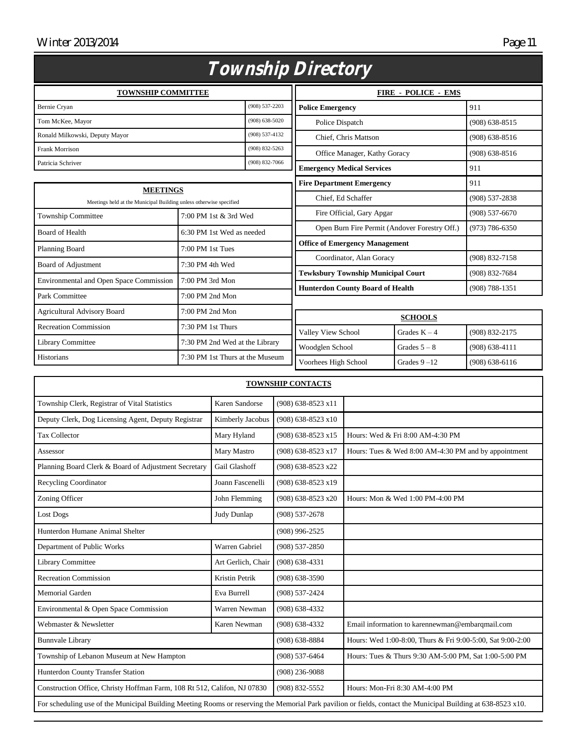# Township Directory

| TOWNSHIP COMMITTEE | |
|---|---|
| Bernie Cryan | (908) 537-2203 |
| Tom McKee, Mayor | (908) 638-5020 |
| Ronald Milkowski, Deputy Mayor | (908) 537-4132 |
| Frank Morrison | (908) 832-5263 |
| Patricia Schriver | (908) 832-7066 |

**MEETINGS**

Meetings held at the Municipal Building unless otherwise specified

| Meeting | Time |
|---|---|
| Township Committee | 7:00 PM 1st & 3rd Wed |
| Board of Health | 6:30 PM 1st Wed as needed |
| Planning Board | 7:00 PM 1st Tues |
| Board of Adjustment | 7:30 PM 4th Wed |
| Environmental and Open Space Commission | 7:00 PM 3rd Mon |
| Park Committee | 7:00 PM 2nd Mon |
| Agricultural Advisory Board | 7:00 PM 2nd Mon |
| Recreation Commission | 7:30 PM 1st Thurs |
| Library Committee | 7:30 PM 2nd Wed at the Library |
| Historians | 7:30 PM 1st Thurs at the Museum |

| FIRE - POLICE - EMS | |
|---|---|
| **Police Emergency** | 911 |
| Police Dispatch | (908) 638-8515 |
| Chief, Chris Mattson | (908) 638-8516 |
| Office Manager, Kathy Goracy | (908) 638-8516 |
| **Emergency Medical Services** | 911 |
| **Fire Department Emergency** | 911 |
| Chief, Ed Schaffer | (908) 537-2838 |
| Fire Official, Gary Apgar | (908) 537-6670 |
| Open Burn Fire Permit (Andover Forestry Off.) | (973) 786-6350 |
| **Office of Emergency Management** | |
| Coordinator, Alan Goracy | (908) 832-7158 |
| **Tewksbury Township Municipal Court** | (908) 832-7684 |
| **Hunterdon County Board of Health** | (908) 788-1351 |

| SCHOOLS | | |
|---|---|---|
| Valley View School | Grades K – 4 | (908) 832-2175 |
| Woodglen School | Grades 5 – 8 | (908) 638-4111 |
| Voorhees High School | Grades 9 –12 | (908) 638-6116 |

**TOWNSHIP CONTACTS**

| Position | Name | Phone | Notes |
|---|---|---|---|
| Township Clerk, Registrar of Vital Statistics | Karen Sandorse | (908) 638-8523 x11 | |
| Deputy Clerk, Dog Licensing Agent, Deputy Registrar | Kimberly Jacobus | (908) 638-8523 x10 | |
| Tax Collector | Mary Hyland | (908) 638-8523 x15 | Hours: Wed & Fri 8:00 AM-4:30 PM |
| Assessor | Mary Mastro | (908) 638-8523 x17 | Hours: Tues & Wed 8:00 AM-4:30 PM and by appointment |
| Planning Board Clerk & Board of Adjustment Secretary | Gail Glashoff | (908) 638-8523 x22 | |
| Recycling Coordinator | Joann Fascenelli | (908) 638-8523 x19 | |
| Zoning Officer | John Flemming | (908) 638-8523 x20 | Hours: Mon & Wed 1:00 PM-4:00 PM |
| Lost Dogs | Judy Dunlap | (908) 537-2678 | |
| Hunterdon Humane Animal Shelter | | (908) 996-2525 | |
| Department of Public Works | Warren Gabriel | (908) 537-2850 | |
| Library Committee | Art Gerlich, Chair | (908) 638-4331 | |
| Recreation Commission | Kristin Petrik | (908) 638-3590 | |
| Memorial Garden | Eva Burrell | (908) 537-2424 | |
| Environmental & Open Space Commission | Warren Newman | (908) 638-4332 | |
| Webmaster & Newsletter | Karen Newman | (908) 638-4332 | Email information to karennewman@embarqmail.com |
| Bunnvale Library | | (908) 638-8884 | Hours: Wed 1:00-8:00, Thurs & Fri 9:00-5:00, Sat 9:00-2:00 |
| Township of Lebanon Museum at New Hampton | | (908) 537-6464 | Hours: Tues & Thurs 9:30 AM-5:00 PM, Sat 1:00-5:00 PM |
| Hunterdon County Transfer Station | | (908) 236-9088 | |
| Construction Office, Christy Hoffman Farm, 108 Rt 512, Califon, NJ 07830 | | (908) 832-5552 | Hours: Mon-Fri 8:30 AM-4:00 PM |

For scheduling use of the Municipal Building Meeting Rooms or reserving the Memorial Park pavilion or fields, contact the Municipal Building at 638-8523 x10.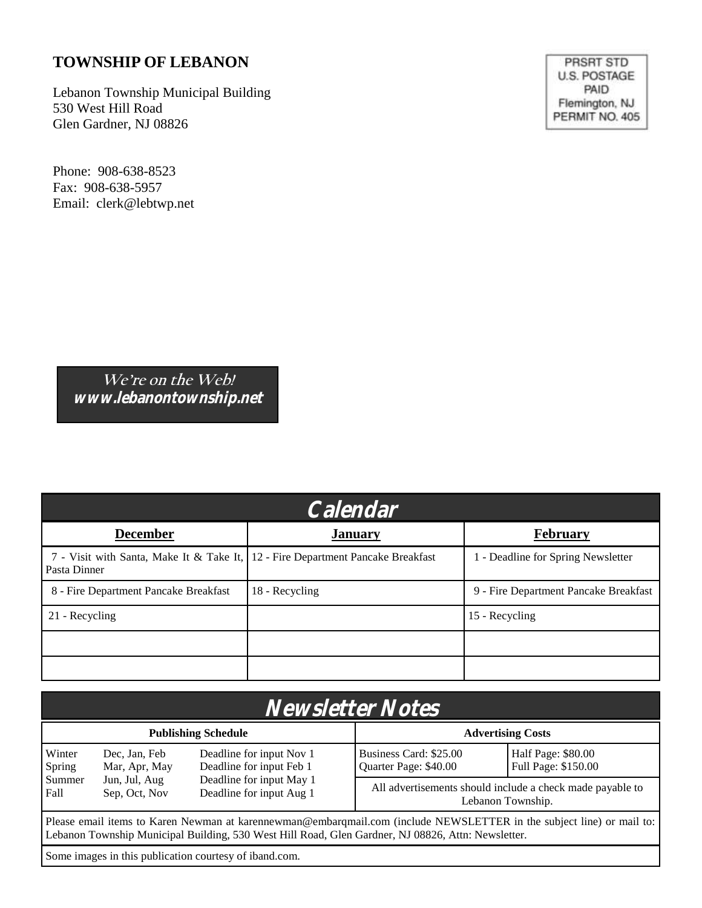**TOWNSHIP OF LEBANON**

Lebanon Township Municipal Building
530 West Hill Road
Glen Gardner, NJ 08826

Phone: 908-638-8523
Fax: 908-638-5957
Email: clerk@lebtwp.net

PRSRT STD
U.S. POSTAGE
PAID
Flemington, NJ
PERMIT NO. 405

*We're on the Web!*
**www.lebanontownship.net**

## Calendar

| December | January | February |
|---|---|---|
| 7 - Visit with Santa, Make It & Take It, Pasta Dinner | 12 - Fire Department Pancake Breakfast | 1 - Deadline for Spring Newsletter |
| 8 - Fire Department Pancake Breakfast | 18 - Recycling | 9 - Fire Department Pancake Breakfast |
| 21 - Recycling | | 15 - Recycling |
| | | |
| | | |

## Newsletter Notes

**Publishing Schedule**

| | | |
|---|---|---|
| Winter | Dec, Jan, Feb | Deadline for input Nov 1 |
| Spring | Mar, Apr, May | Deadline for input Feb 1 |
| Summer | Jun, Jul, Aug | Deadline for input May 1 |
| Fall | Sep, Oct, Nov | Deadline for input Aug 1 |

**Advertising Costs**

| | |
|---|---|
| Business Card: $25.00 | Half Page: $80.00 |
| Quarter Page: $40.00 | Full Page: $150.00 |

All advertisements should include a check made payable to Lebanon Township.

Please email items to Karen Newman at karennewman@embarqmail.com (include NEWSLETTER in the subject line) or mail to: Lebanon Township Municipal Building, 530 West Hill Road, Glen Gardner, NJ 08826, Attn: Newsletter.

Some images in this publication courtesy of iband.com.